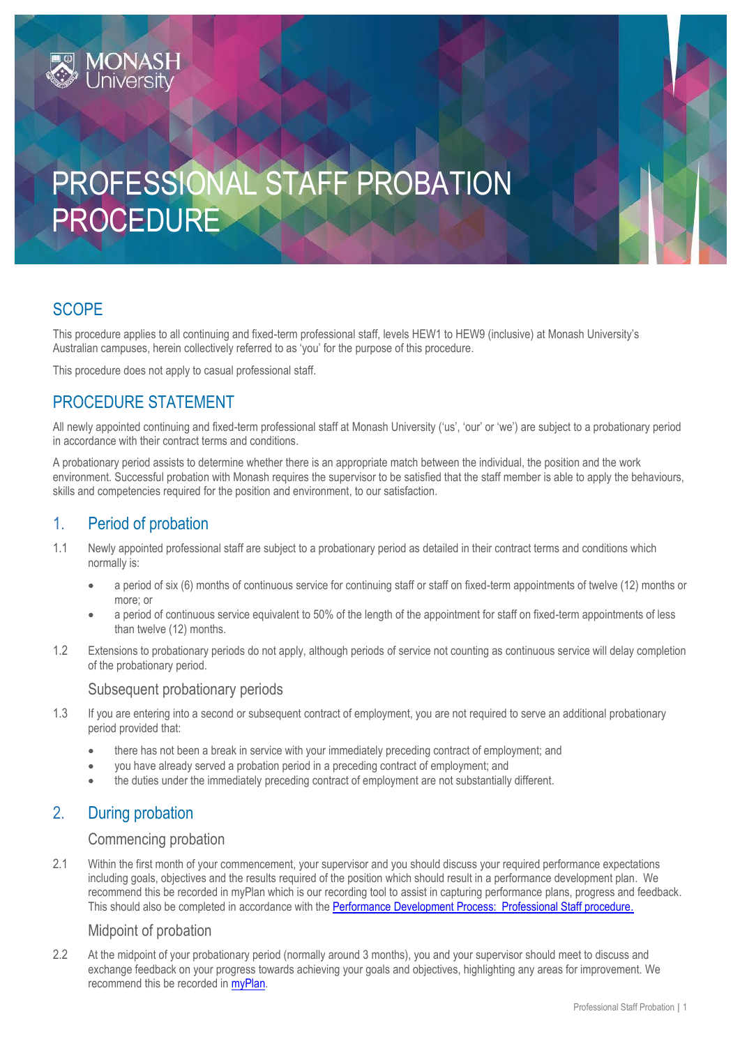# PROFESSIONAL STAFF PROBATION PROCEDURE

## SCOPE

This procedure applies to all continuing and fixed-term professional staff, levels HEW1 to HEW9 (inclusive) at Monash University's Australian campuses, herein collectively referred to as 'you' for the purpose of this procedure.

This procedure does not apply to casual professional staff.

## PROCEDURE STATEMENT

All newly appointed continuing and fixed-term professional staff at Monash University ('us', 'our' or 'we') are subject to a probationary period in accordance with their contract terms and conditions.

A probationary period assists to determine whether there is an appropriate match between the individual, the position and the work environment. Successful probation with Monash requires the supervisor to be satisfied that the staff member is able to apply the behaviours, skills and competencies required for the position and environment, to our satisfaction.

## 1. Period of probation

1.1 Newly appointed professional staff are subject to a probationary period as detailed in their contract terms and conditions which normally is:

- a period of six (6) months of continuous service for continuing staff or staff on fixed-term appointments of twelve (12) months or more; or
- a period of continuous service equivalent to 50% of the length of the appointment for staff on fixed-term appointments of less than twelve (12) months.

1.2 Extensions to probationary periods do not apply, although periods of service not counting as continuous service will delay completion of the probationary period.

### Subsequent probationary periods

1.3 If you are entering into a second or subsequent contract of employment, you are not required to serve an additional probationary period provided that:

- there has not been a break in service with your immediately preceding contract of employment; and
- you have already served a probation period in a preceding contract of employment; and
- the duties under the immediately preceding contract of employment are not substantially different.

## 2. During probation

### Commencing probation

2.1 Within the first month of your commencement, your supervisor and you should discuss your required performance expectations including goals, objectives and the results required of the position which should result in a performance development plan. We recommend this be recorded in myPlan which is our recording tool to assist in capturing performance plans, progress and feedback. This should also be completed in accordance with the Performance Development Process: Professional Staff procedure.

### Midpoint of probation

2.2 At the midpoint of your probationary period (normally around 3 months), you and your supervisor should meet to discuss and exchange feedback on your progress towards achieving your goals and objectives, highlighting any areas for improvement. We recommend this be recorded in myPlan.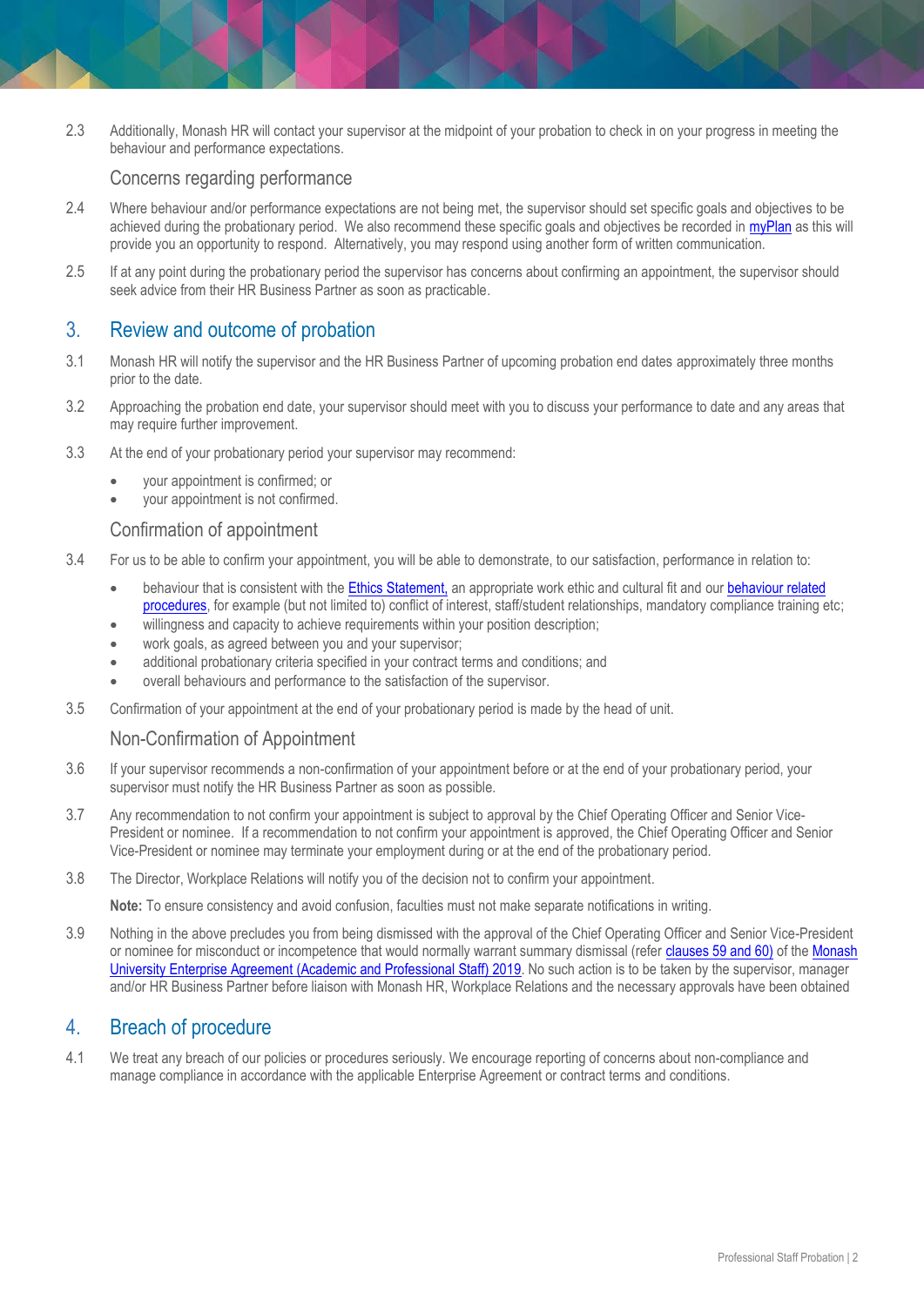2.3 Additionally, Monash HR will contact your supervisor at the midpoint of your probation to check in on your progress in meeting the behaviour and performance expectations.

### Concerns regarding performance

2.4 Where behaviour and/or performance expectations are not being met, the supervisor should set specific goals and objectives to be achieved during the probationary period. We also recommend these specific goals and objectives be recorded in myPlan as this will provide you an opportunity to respond. Alternatively, you may respond using another form of written communication.

2.5 If at any point during the probationary period the supervisor has concerns about confirming an appointment, the supervisor should seek advice from their HR Business Partner as soon as practicable.

## 3. Review and outcome of probation

3.1 Monash HR will notify the supervisor and the HR Business Partner of upcoming probation end dates approximately three months prior to the date.

3.2 Approaching the probation end date, your supervisor should meet with you to discuss your performance to date and any areas that may require further improvement.

3.3 At the end of your probationary period your supervisor may recommend:

- your appointment is confirmed; or
- your appointment is not confirmed.

### Confirmation of appointment

3.4 For us to be able to confirm your appointment, you will be able to demonstrate, to our satisfaction, performance in relation to:

- behaviour that is consistent with the Ethics Statement, an appropriate work ethic and cultural fit and our behaviour related procedures, for example (but not limited to) conflict of interest, staff/student relationships, mandatory compliance training etc;
- willingness and capacity to achieve requirements within your position description;
- work goals, as agreed between you and your supervisor;
- additional probationary criteria specified in your contract terms and conditions; and
- overall behaviours and performance to the satisfaction of the supervisor.

3.5 Confirmation of your appointment at the end of your probationary period is made by the head of unit.

### Non-Confirmation of Appointment

3.6 If your supervisor recommends a non-confirmation of your appointment before or at the end of your probationary period, your supervisor must notify the HR Business Partner as soon as possible.

3.7 Any recommendation to not confirm your appointment is subject to approval by the Chief Operating Officer and Senior Vice-President or nominee. If a recommendation to not confirm your appointment is approved, the Chief Operating Officer and Senior Vice-President or nominee may terminate your employment during or at the end of the probationary period.

3.8 The Director, Workplace Relations will notify you of the decision not to confirm your appointment.

**Note:** To ensure consistency and avoid confusion, faculties must not make separate notifications in writing.

3.9 Nothing in the above precludes you from being dismissed with the approval of the Chief Operating Officer and Senior Vice-President or nominee for misconduct or incompetence that would normally warrant summary dismissal (refer clauses 59 and 60) of the Monash University Enterprise Agreement (Academic and Professional Staff) 2019. No such action is to be taken by the supervisor, manager and/or HR Business Partner before liaison with Monash HR, Workplace Relations and the necessary approvals have been obtained

## 4. Breach of procedure

4.1 We treat any breach of our policies or procedures seriously. We encourage reporting of concerns about non-compliance and manage compliance in accordance with the applicable Enterprise Agreement or contract terms and conditions.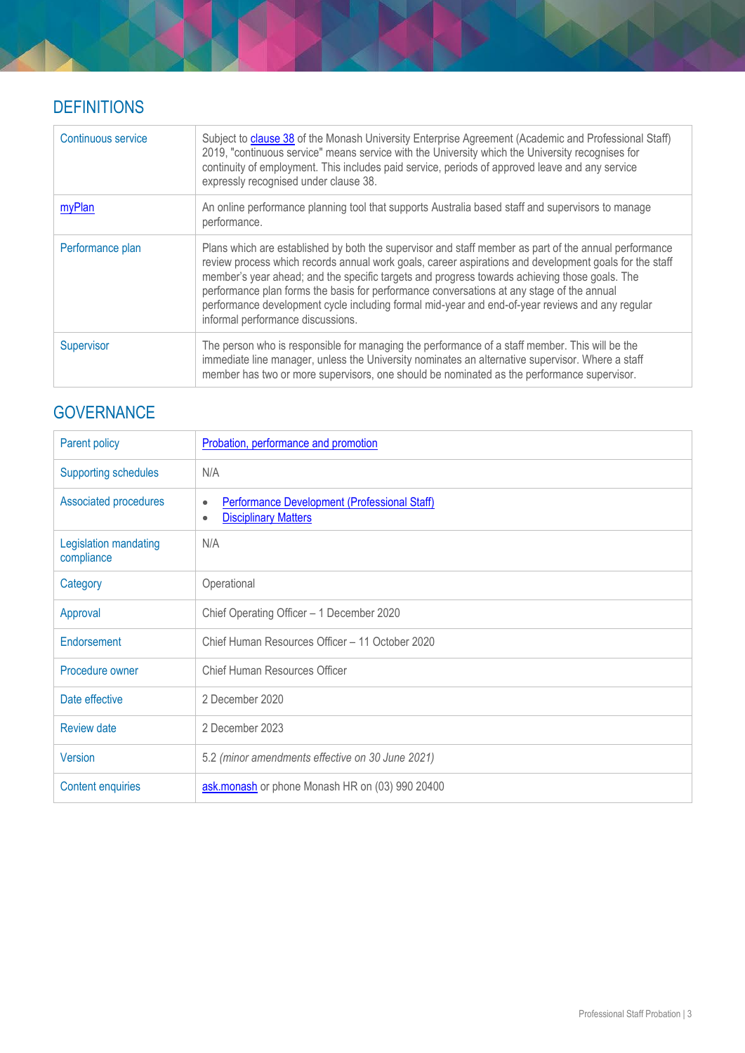## DEFINITIONS

| | |
|---|---|
| Continuous service | Subject to clause 38 of the Monash University Enterprise Agreement (Academic and Professional Staff) 2019, "continuous service" means service with the University which the University recognises for continuity of employment. This includes paid service, periods of approved leave and any service expressly recognised under clause 38. |
| myPlan | An online performance planning tool that supports Australia based staff and supervisors to manage performance. |
| Performance plan | Plans which are established by both the supervisor and staff member as part of the annual performance review process which records annual work goals, career aspirations and development goals for the staff member's year ahead; and the specific targets and progress towards achieving those goals. The performance plan forms the basis for performance conversations at any stage of the annual performance development cycle including formal mid-year and end-of-year reviews and any regular informal performance discussions. |
| Supervisor | The person who is responsible for managing the performance of a staff member. This will be the immediate line manager, unless the University nominates an alternative supervisor. Where a staff member has two or more supervisors, one should be nominated as the performance supervisor. |

## GOVERNANCE

| | |
|---|---|
| Parent policy | Probation, performance and promotion |
| Supporting schedules | N/A |
| Associated procedures | • Performance Development (Professional Staff)<br>• Disciplinary Matters |
| Legislation mandating compliance | N/A |
| Category | Operational |
| Approval | Chief Operating Officer – 1 December 2020 |
| Endorsement | Chief Human Resources Officer – 11 October 2020 |
| Procedure owner | Chief Human Resources Officer |
| Date effective | 2 December 2020 |
| Review date | 2 December 2023 |
| Version | 5.2 *(minor amendments effective on 30 June 2021)* |
| Content enquiries | ask.monash or phone Monash HR on (03) 990 20400 |